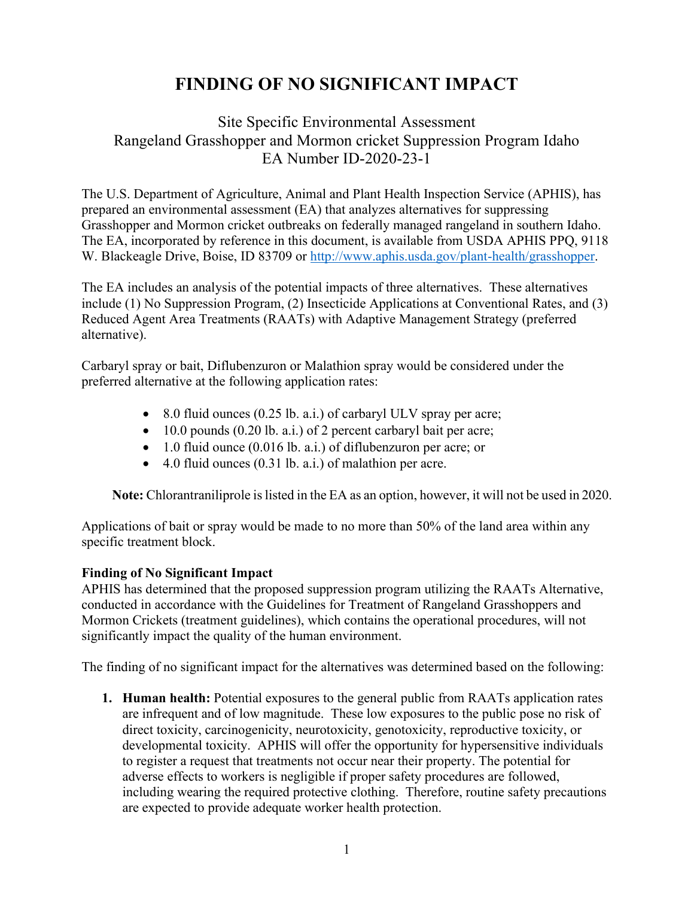# FINDING OF NO SIGNIFICANT IMPACT

Site Specific Environmental Assessment
Rangeland Grasshopper and Mormon cricket Suppression Program Idaho
EA Number ID-2020-23-1

The U.S. Department of Agriculture, Animal and Plant Health Inspection Service (APHIS), has prepared an environmental assessment (EA) that analyzes alternatives for suppressing Grasshopper and Mormon cricket outbreaks on federally managed rangeland in southern Idaho. The EA, incorporated by reference in this document, is available from USDA APHIS PPQ, 9118 W. Blackeagle Drive, Boise, ID 83709 or http://www.aphis.usda.gov/plant-health/grasshopper.

The EA includes an analysis of the potential impacts of three alternatives. These alternatives include (1) No Suppression Program, (2) Insecticide Applications at Conventional Rates, and (3) Reduced Agent Area Treatments (RAATs) with Adaptive Management Strategy (preferred alternative).

Carbaryl spray or bait, Diflubenzuron or Malathion spray would be considered under the preferred alternative at the following application rates:

- 8.0 fluid ounces (0.25 lb. a.i.) of carbaryl ULV spray per acre;
- 10.0 pounds (0.20 lb. a.i.) of 2 percent carbaryl bait per acre;
- 1.0 fluid ounce (0.016 lb. a.i.) of diflubenzuron per acre; or
- 4.0 fluid ounces (0.31 lb. a.i.) of malathion per acre.

**Note:** Chlorantraniliprole is listed in the EA as an option, however, it will not be used in 2020.

Applications of bait or spray would be made to no more than 50% of the land area within any specific treatment block.

**Finding of No Significant Impact**

APHIS has determined that the proposed suppression program utilizing the RAATs Alternative, conducted in accordance with the Guidelines for Treatment of Rangeland Grasshoppers and Mormon Crickets (treatment guidelines), which contains the operational procedures, will not significantly impact the quality of the human environment.

The finding of no significant impact for the alternatives was determined based on the following:

1. **Human health:** Potential exposures to the general public from RAATs application rates are infrequent and of low magnitude. These low exposures to the public pose no risk of direct toxicity, carcinogenicity, neurotoxicity, genotoxicity, reproductive toxicity, or developmental toxicity. APHIS will offer the opportunity for hypersensitive individuals to register a request that treatments not occur near their property. The potential for adverse effects to workers is negligible if proper safety procedures are followed, including wearing the required protective clothing. Therefore, routine safety precautions are expected to provide adequate worker health protection.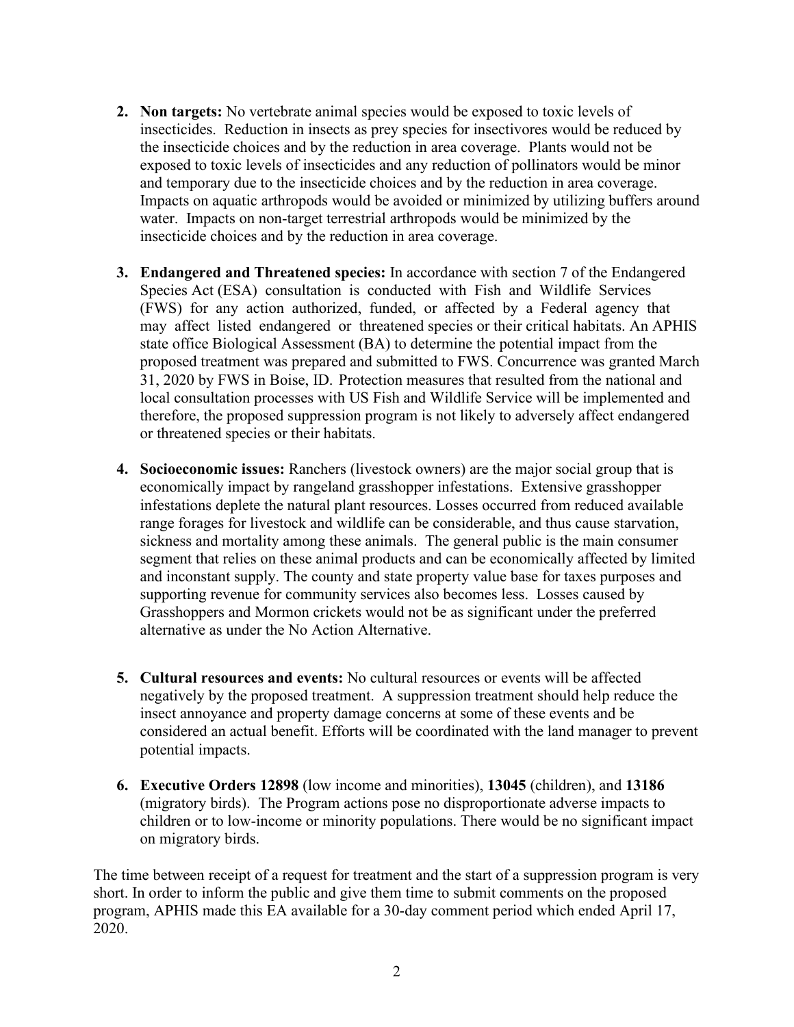2. **Non targets:** No vertebrate animal species would be exposed to toxic levels of insecticides. Reduction in insects as prey species for insectivores would be reduced by the insecticide choices and by the reduction in area coverage. Plants would not be exposed to toxic levels of insecticides and any reduction of pollinators would be minor and temporary due to the insecticide choices and by the reduction in area coverage. Impacts on aquatic arthropods would be avoided or minimized by utilizing buffers around water. Impacts on non-target terrestrial arthropods would be minimized by the insecticide choices and by the reduction in area coverage.

3. **Endangered and Threatened species:** In accordance with section 7 of the Endangered Species Act (ESA) consultation is conducted with Fish and Wildlife Services (FWS) for any action authorized, funded, or affected by a Federal agency that may affect listed endangered or threatened species or their critical habitats. An APHIS state office Biological Assessment (BA) to determine the potential impact from the proposed treatment was prepared and submitted to FWS. Concurrence was granted March 31, 2020 by FWS in Boise, ID. Protection measures that resulted from the national and local consultation processes with US Fish and Wildlife Service will be implemented and therefore, the proposed suppression program is not likely to adversely affect endangered or threatened species or their habitats.

4. **Socioeconomic issues:** Ranchers (livestock owners) are the major social group that is economically impact by rangeland grasshopper infestations. Extensive grasshopper infestations deplete the natural plant resources. Losses occurred from reduced available range forages for livestock and wildlife can be considerable, and thus cause starvation, sickness and mortality among these animals. The general public is the main consumer segment that relies on these animal products and can be economically affected by limited and inconstant supply. The county and state property value base for taxes purposes and supporting revenue for community services also becomes less. Losses caused by Grasshoppers and Mormon crickets would not be as significant under the preferred alternative as under the No Action Alternative.

5. **Cultural resources and events:** No cultural resources or events will be affected negatively by the proposed treatment. A suppression treatment should help reduce the insect annoyance and property damage concerns at some of these events and be considered an actual benefit. Efforts will be coordinated with the land manager to prevent potential impacts.

6. **Executive Orders 12898** (low income and minorities), **13045** (children), and **13186** (migratory birds). The Program actions pose no disproportionate adverse impacts to children or to low-income or minority populations. There would be no significant impact on migratory birds.

The time between receipt of a request for treatment and the start of a suppression program is very short. In order to inform the public and give them time to submit comments on the proposed program, APHIS made this EA available for a 30-day comment period which ended April 17, 2020.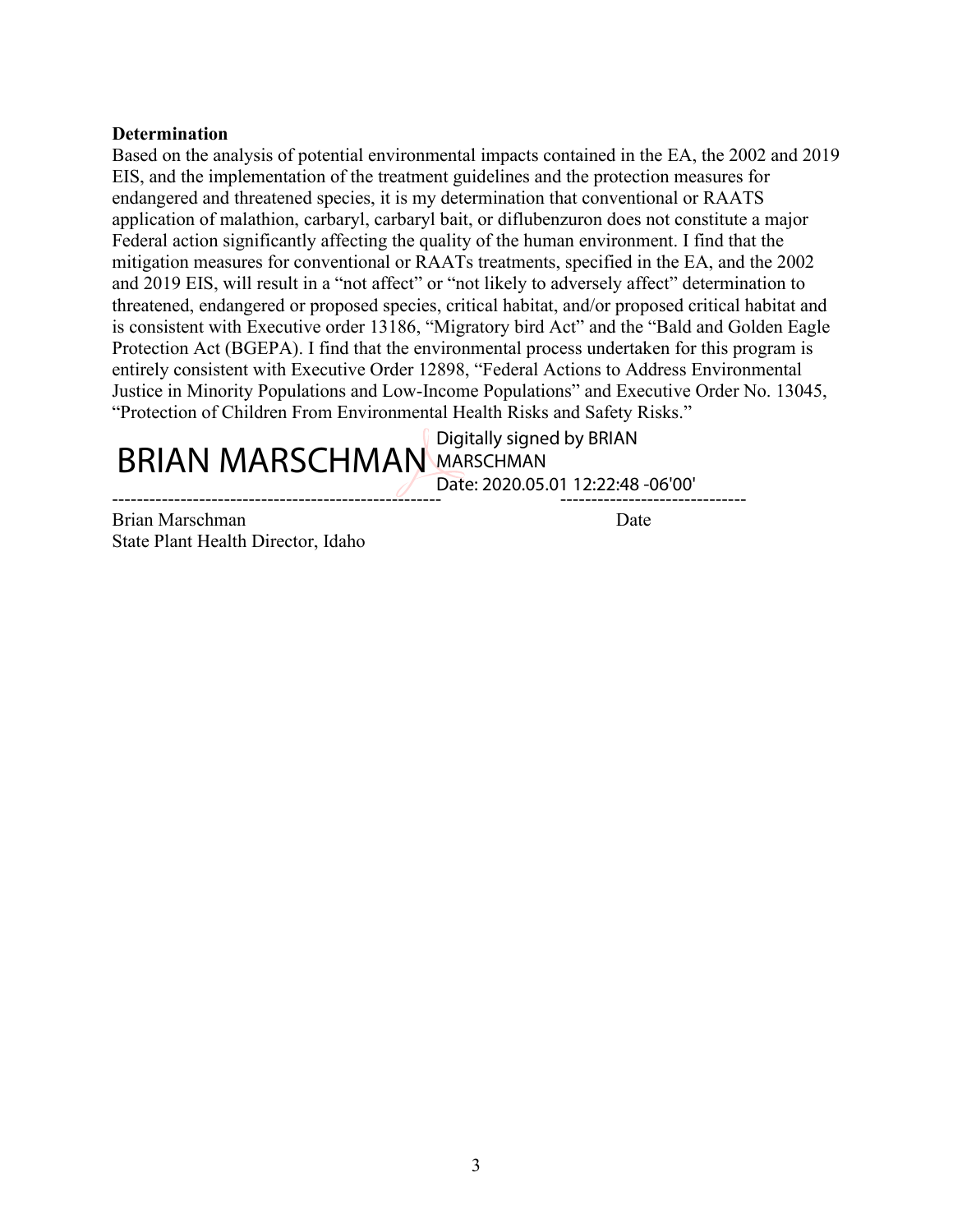**Determination**

Based on the analysis of potential environmental impacts contained in the EA, the 2002 and 2019 EIS, and the implementation of the treatment guidelines and the protection measures for endangered and threatened species, it is my determination that conventional or RAATS application of malathion, carbaryl, carbaryl bait, or diflubenzuron does not constitute a major Federal action significantly affecting the quality of the human environment. I find that the mitigation measures for conventional or RAATs treatments, specified in the EA, and the 2002 and 2019 EIS, will result in a "not affect" or "not likely to adversely affect" determination to threatened, endangered or proposed species, critical habitat, and/or proposed critical habitat and is consistent with Executive order 13186, "Migratory bird Act" and the "Bald and Golden Eagle Protection Act (BGEPA). I find that the environmental process undertaken for this program is entirely consistent with Executive Order 12898, "Federal Actions to Address Environmental Justice in Minority Populations and Low-Income Populations" and Executive Order No. 13045, "Protection of Children From Environmental Health Risks and Safety Risks."

BRIAN MARSCHMAN Digitally signed by BRIAN MARSCHMAN
Date: 2020.05.01 12:22:48 -06'00'

---------------------------------------------------- ------------------------------

Brian Marschman Date
State Plant Health Director, Idaho